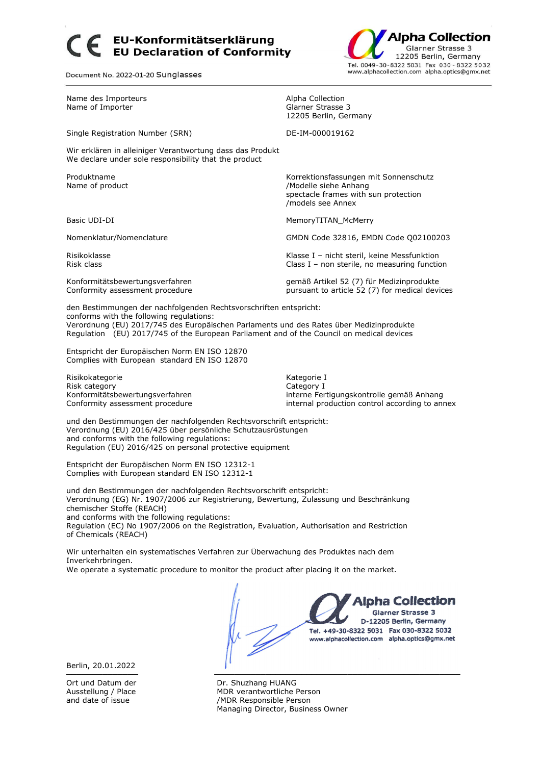# CE EU-Konformitätserklärung
# EU Declaration of Conformity

**Alpha Collection**
Glarner Strasse 3
12205 Berlin, Germany
Tel. 0049-30-8322 5031 Fax 030 - 8322 5032
www.alphacollection.com alpha.optics@gmx.net

Document No. 2022-01-20 Sunglasses

---

| | |
|---|---|
| Name des Importeurs<br>Name of Importer | Alpha Collection<br>Glarner Strasse 3<br>12205 Berlin, Germany |
| Single Registration Number (SRN) | DE-IM-000019162 |

Wir erklären in alleiniger Verantwortung dass das Produkt
We declare under sole responsibility that the product

| | |
|---|---|
| Produktname<br>Name of product | Korrektionsfassungen mit Sonnenschutz<br>/Modelle siehe Anhang<br>spectacle frames with sun protection<br>/models see Annex |
| Basic UDI-DI | MemoryTITAN_McMerry |
| Nomenklatur/Nomenclature | GMDN Code 32816, EMDN Code Q02100203 |
| Risikoklasse<br>Risk class | Klasse I – nicht steril, keine Messfunktion<br>Class I – non sterile, no measuring function |
| Konformitätsbewertungsverfahren<br>Conformity assessment procedure | gemäß Artikel 52 (7) für Medizinprodukte<br>pursuant to article 52 (7) for medical devices |

den Bestimmungen der nachfolgenden Rechtsvorschriften entspricht:
conforms with the following regulations:
Verordnung (EU) 2017/745 des Europäischen Parlaments und des Rates über Medizinprodukte
Regulation (EU) 2017/745 of the European Parliament and of the Council on medical devices

Entspricht der Europäischen Norm EN ISO 12870
Complies with European standard EN ISO 12870

| | |
|---|---|
| Risikokategorie<br>Risk category<br>Konformitätsbewertungsverfahren<br>Conformity assessment procedure | Kategorie I<br>Category I<br>interne Fertigungskontrolle gemäß Anhang<br>internal production control according to annex |

und den Bestimmungen der nachfolgenden Rechtsvorschrift entspricht:
Verordnung (EU) 2016/425 über persönliche Schutzausrüstungen
and conforms with the following regulations:
Regulation (EU) 2016/425 on personal protective equipment

Entspricht der Europäischen Norm EN ISO 12312-1
Complies with European standard EN ISO 12312-1

und den Bestimmungen der nachfolgenden Rechtsvorschrift entspricht:
Verordnung (EG) Nr. 1907/2006 zur Registrierung, Bewertung, Zulassung und Beschränkung chemischer Stoffe (REACH)
and conforms with the following regulations:
Regulation (EC) No 1907/2006 on the Registration, Evaluation, Authorisation and Restriction of Chemicals (REACH)

Wir unterhalten ein systematisches Verfahren zur Überwachung des Produktes nach dem Inverkehrbringen.
We operate a systematic procedure to monitor the product after placing it on the market.

Alpha Collection
Glarner Strasse 3
D-12205 Berlin, Germany
Tel. +49-30-8322 5031 Fax 030-8322 5032
www.alphacollection.com alpha.optics@gmx.net

Berlin, 20.01.2022

---

Ort und Datum der Ausstellung / Place and date of issue

Dr. Shuzhang HUANG
MDR verantwortliche Person
/MDR Responsible Person
Managing Director, Business Owner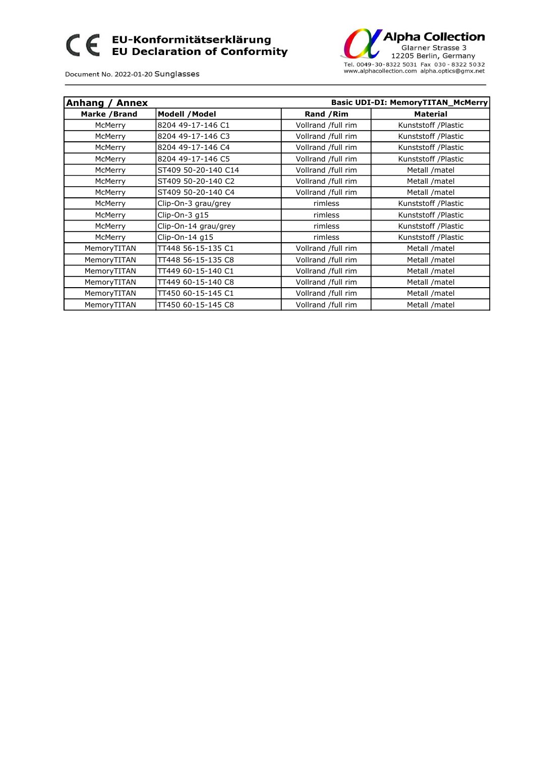# EU-Konformitätserklärung
# EU Declaration of Conformity

**Alpha Collection**
Glarner Strasse 3
12205 Berlin, Germany
Tel. 0049-30-8322 5031 Fax 030 - 8322 5032
www.alphacollection.com alpha.optics@gmx.net

Document No. 2022-01-20 Sunglasses

## Anhang / Annex

**Basic UDI-DI: MemoryTITAN_McMerry**

| Marke /Brand | Modell /Model | Rand /Rim | Material |
|---|---|---|---|
| McMerry | 8204 49-17-146 C1 | Vollrand /full rim | Kunststoff /Plastic |
| McMerry | 8204 49-17-146 C3 | Vollrand /full rim | Kunststoff /Plastic |
| McMerry | 8204 49-17-146 C4 | Vollrand /full rim | Kunststoff /Plastic |
| McMerry | 8204 49-17-146 C5 | Vollrand /full rim | Kunststoff /Plastic |
| McMerry | ST409 50-20-140 C14 | Vollrand /full rim | Metall /matel |
| McMerry | ST409 50-20-140 C2 | Vollrand /full rim | Metall /matel |
| McMerry | ST409 50-20-140 C4 | Vollrand /full rim | Metall /matel |
| McMerry | Clip-On-3 grau/grey | rimless | Kunststoff /Plastic |
| McMerry | Clip-On-3 g15 | rimless | Kunststoff /Plastic |
| McMerry | Clip-On-14 grau/grey | rimless | Kunststoff /Plastic |
| McMerry | Clip-On-14 g15 | rimless | Kunststoff /Plastic |
| MemoryTITAN | TT448 56-15-135 C1 | Vollrand /full rim | Metall /matel |
| MemoryTITAN | TT448 56-15-135 C8 | Vollrand /full rim | Metall /matel |
| MemoryTITAN | TT449 60-15-140 C1 | Vollrand /full rim | Metall /matel |
| MemoryTITAN | TT449 60-15-140 C8 | Vollrand /full rim | Metall /matel |
| MemoryTITAN | TT450 60-15-145 C1 | Vollrand /full rim | Metall /matel |
| MemoryTITAN | TT450 60-15-145 C8 | Vollrand /full rim | Metall /matel |